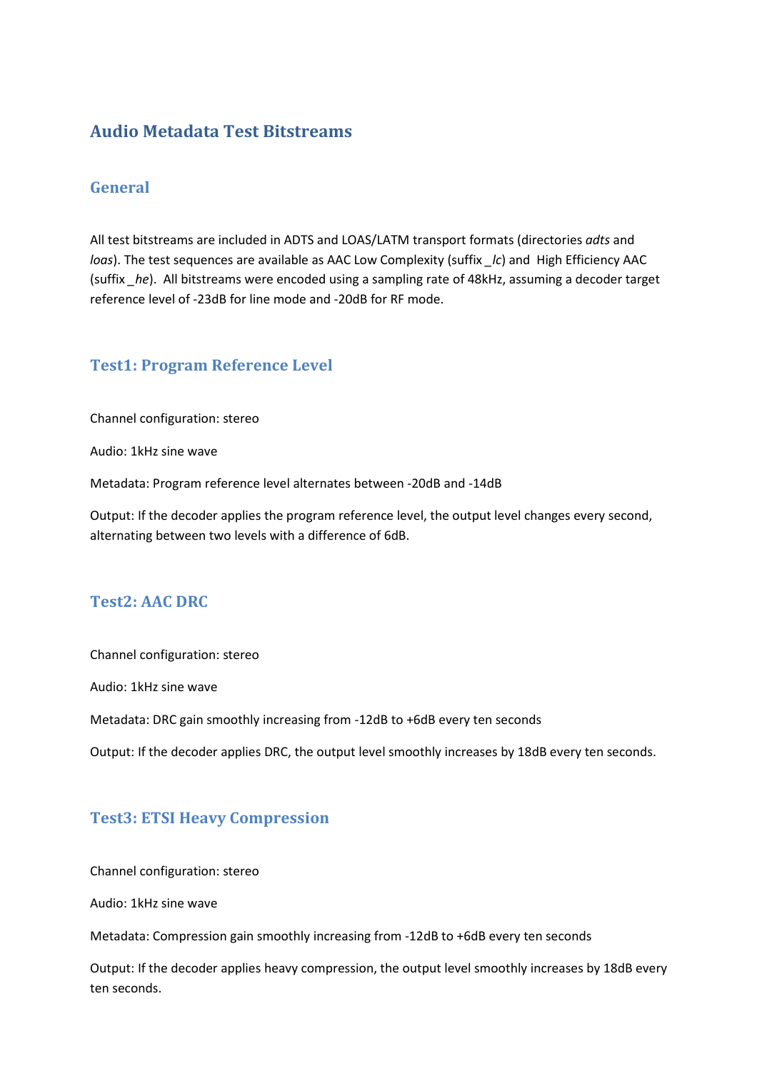# Audio Metadata Test Bitstreams

## General

All test bitstreams are included in ADTS and LOAS/LATM transport formats (directories *adts* and *loas*). The test sequences are available as AAC Low Complexity (suffix *_lc*) and High Efficiency AAC (suffix *_he*). All bitstreams were encoded using a sampling rate of 48kHz, assuming a decoder target reference level of -23dB for line mode and -20dB for RF mode.

## Test1: Program Reference Level

Channel configuration: stereo

Audio: 1kHz sine wave

Metadata: Program reference level alternates between -20dB and -14dB

Output: If the decoder applies the program reference level, the output level changes every second, alternating between two levels with a difference of 6dB.

## Test2: AAC DRC

Channel configuration: stereo

Audio: 1kHz sine wave

Metadata: DRC gain smoothly increasing from -12dB to +6dB every ten seconds

Output: If the decoder applies DRC, the output level smoothly increases by 18dB every ten seconds.

## Test3: ETSI Heavy Compression

Channel configuration: stereo

Audio: 1kHz sine wave

Metadata: Compression gain smoothly increasing from -12dB to +6dB every ten seconds

Output: If the decoder applies heavy compression, the output level smoothly increases by 18dB every ten seconds.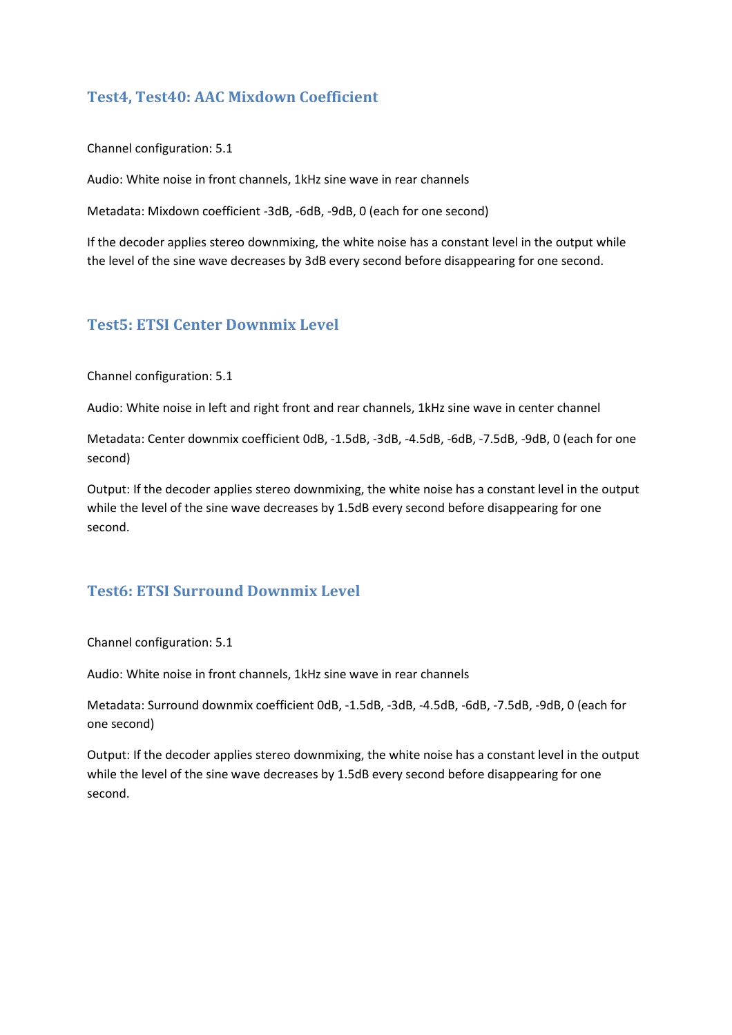## Test4, Test40: AAC Mixdown Coefficient

Channel configuration: 5.1

Audio: White noise in front channels, 1kHz sine wave in rear channels

Metadata: Mixdown coefficient -3dB, -6dB, -9dB, 0 (each for one second)

If the decoder applies stereo downmixing, the white noise has a constant level in the output while the level of the sine wave decreases by 3dB every second before disappearing for one second.

## Test5: ETSI Center Downmix Level

Channel configuration: 5.1

Audio: White noise in left and right front and rear channels, 1kHz sine wave in center channel

Metadata: Center downmix coefficient 0dB, -1.5dB, -3dB, -4.5dB, -6dB, -7.5dB, -9dB, 0 (each for one second)

Output: If the decoder applies stereo downmixing, the white noise has a constant level in the output while the level of the sine wave decreases by 1.5dB every second before disappearing for one second.

## Test6: ETSI Surround Downmix Level

Channel configuration: 5.1

Audio: White noise in front channels, 1kHz sine wave in rear channels

Metadata: Surround downmix coefficient 0dB, -1.5dB, -3dB, -4.5dB, -6dB, -7.5dB, -9dB, 0 (each for one second)

Output: If the decoder applies stereo downmixing, the white noise has a constant level in the output while the level of the sine wave decreases by 1.5dB every second before disappearing for one second.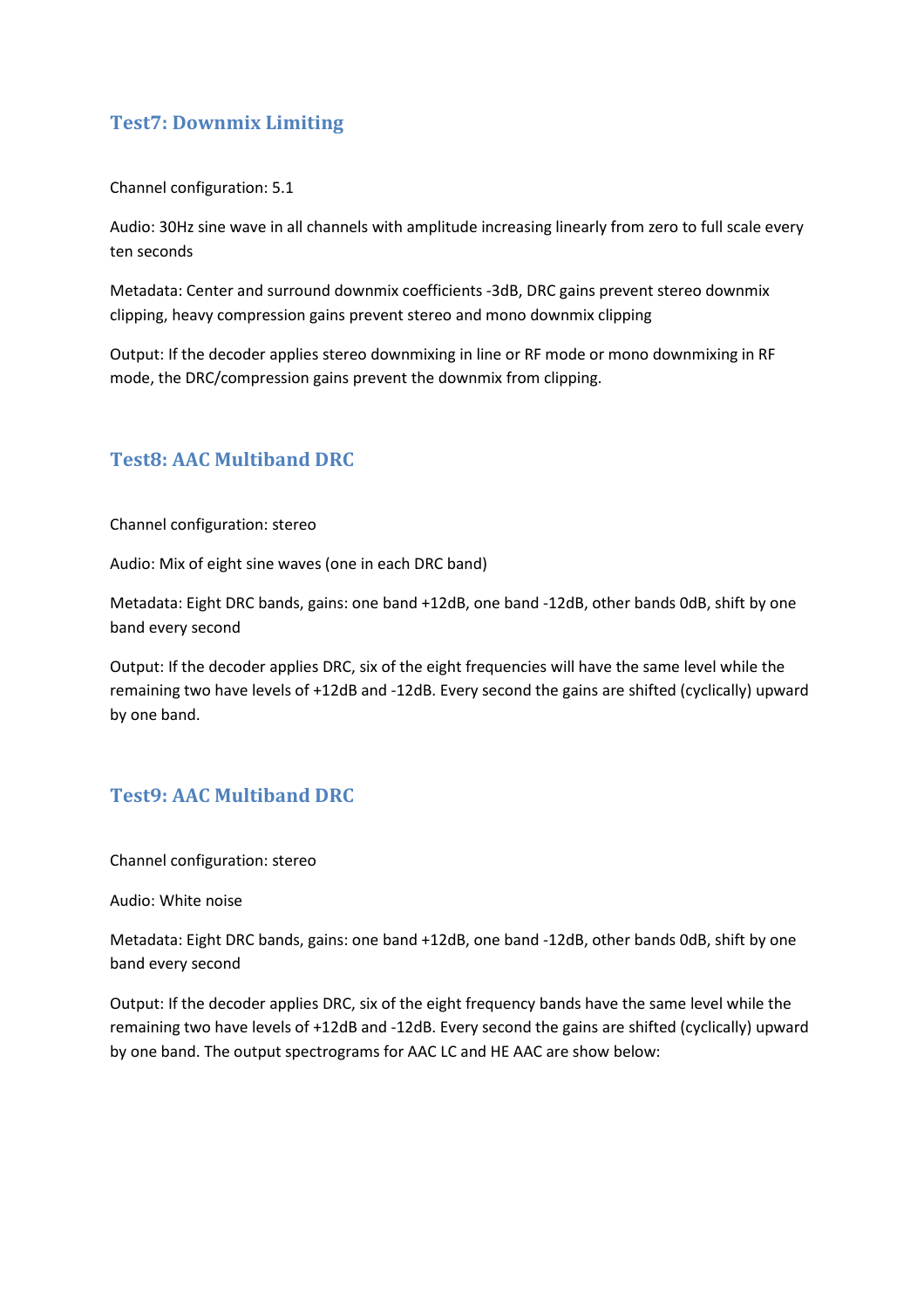## Test7: Downmix Limiting

Channel configuration: 5.1

Audio: 30Hz sine wave in all channels with amplitude increasing linearly from zero to full scale every ten seconds

Metadata: Center and surround downmix coefficients -3dB, DRC gains prevent stereo downmix clipping, heavy compression gains prevent stereo and mono downmix clipping

Output: If the decoder applies stereo downmixing in line or RF mode or mono downmixing in RF mode, the DRC/compression gains prevent the downmix from clipping.

## Test8: AAC Multiband DRC

Channel configuration: stereo

Audio: Mix of eight sine waves (one in each DRC band)

Metadata: Eight DRC bands, gains: one band +12dB, one band -12dB, other bands 0dB, shift by one band every second

Output: If the decoder applies DRC, six of the eight frequencies will have the same level while the remaining two have levels of +12dB and -12dB. Every second the gains are shifted (cyclically) upward by one band.

## Test9: AAC Multiband DRC

Channel configuration: stereo

Audio: White noise

Metadata: Eight DRC bands, gains: one band +12dB, one band -12dB, other bands 0dB, shift by one band every second

Output: If the decoder applies DRC, six of the eight frequency bands have the same level while the remaining two have levels of +12dB and -12dB. Every second the gains are shifted (cyclically) upward by one band. The output spectrograms for AAC LC and HE AAC are show below: